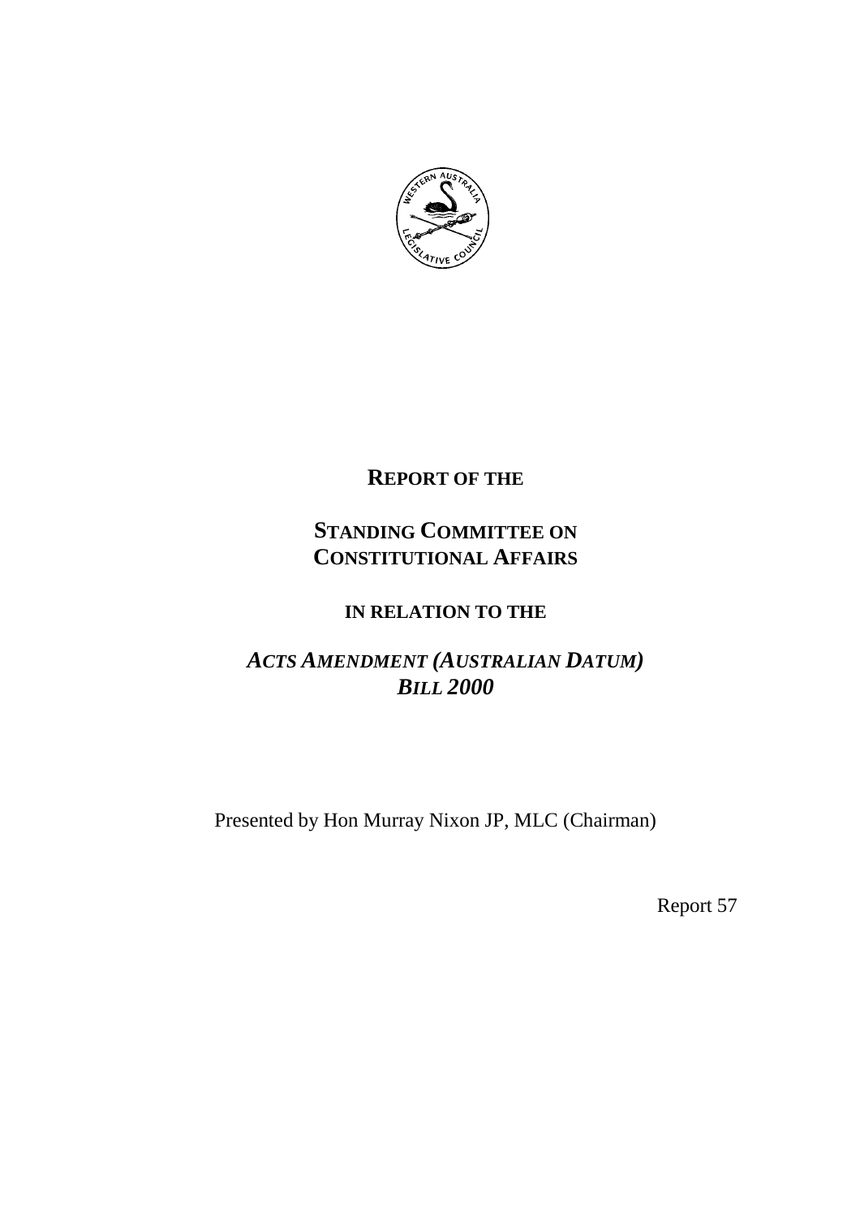# REPORT OF THE

## STANDING COMMITTEE ON CONSTITUTIONAL AFFAIRS

### IN RELATION TO THE

## *ACTS AMENDMENT (AUSTRALIAN DATUM) BILL 2000*

Presented by Hon Murray Nixon JP, MLC (Chairman)

Report 57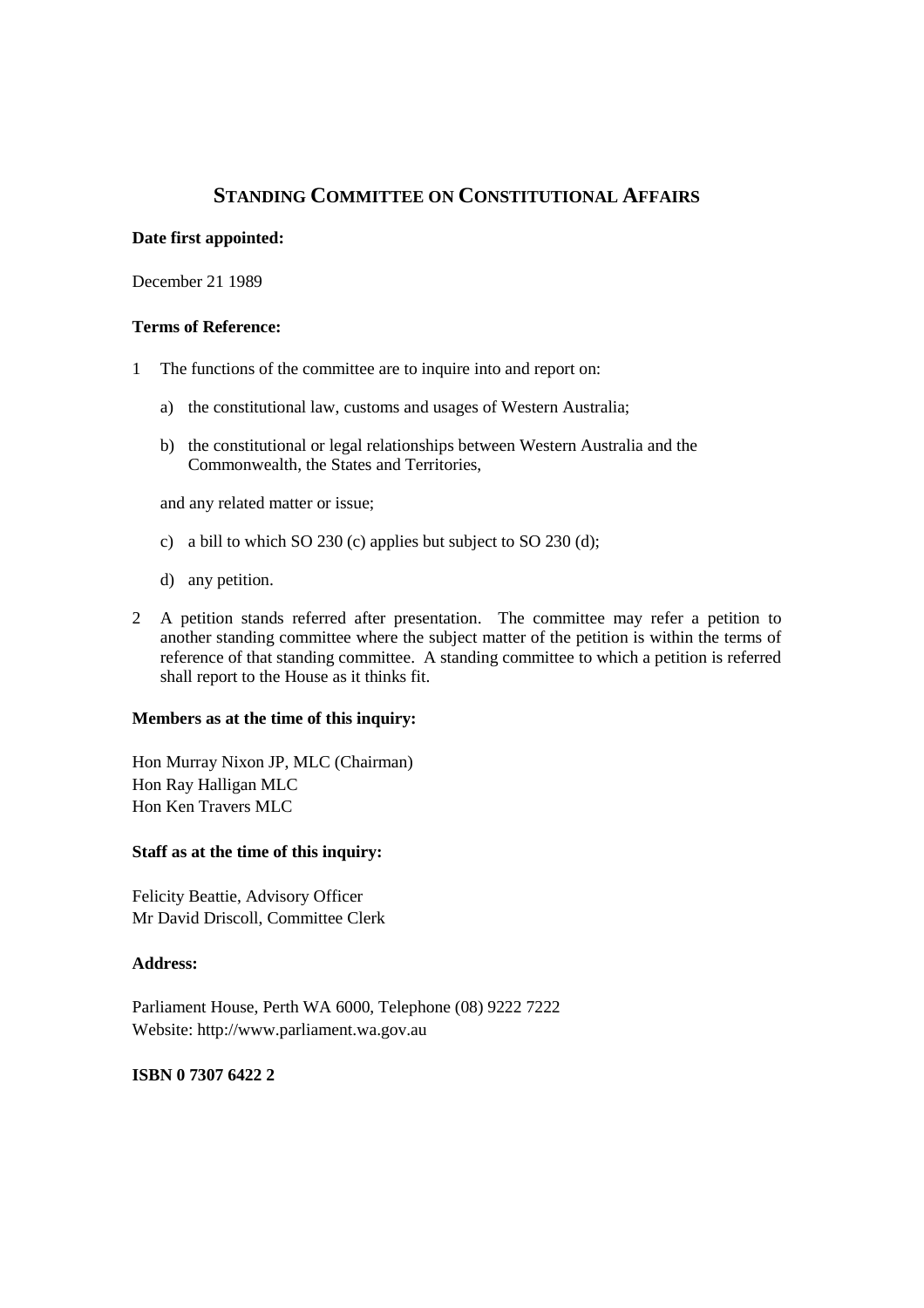# STANDING COMMITTEE ON CONSTITUTIONAL AFFAIRS

**Date first appointed:**

December 21 1989

**Terms of Reference:**

1 The functions of the committee are to inquire into and report on:

   a) the constitutional law, customs and usages of Western Australia;

   b) the constitutional or legal relationships between Western Australia and the Commonwealth, the States and Territories,

   and any related matter or issue;

   c) a bill to which SO 230 (c) applies but subject to SO 230 (d);

   d) any petition.

2 A petition stands referred after presentation. The committee may refer a petition to another standing committee where the subject matter of the petition is within the terms of reference of that standing committee. A standing committee to which a petition is referred shall report to the House as it thinks fit.

**Members as at the time of this inquiry:**

Hon Murray Nixon JP, MLC (Chairman)
Hon Ray Halligan MLC
Hon Ken Travers MLC

**Staff as at the time of this inquiry:**

Felicity Beattie, Advisory Officer
Mr David Driscoll, Committee Clerk

**Address:**

Parliament House, Perth WA 6000, Telephone (08) 9222 7222
Website: http://www.parliament.wa.gov.au

**ISBN 0 7307 6422 2**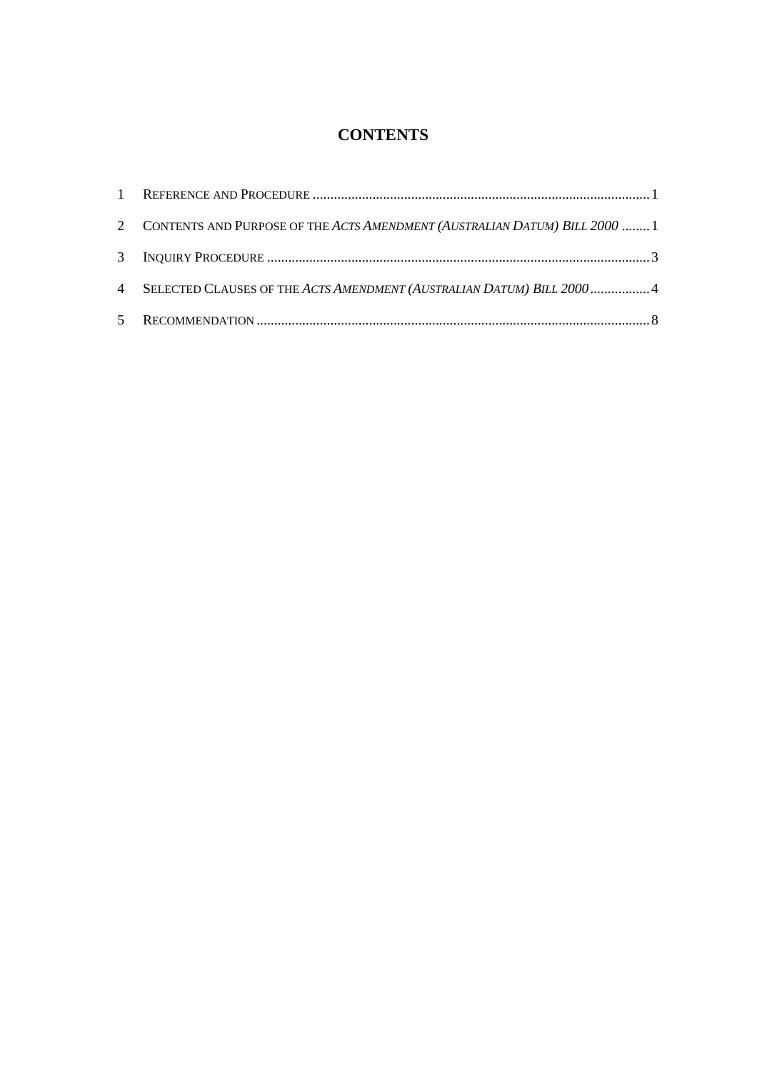# CONTENTS

1 REFERENCE AND PROCEDURE ........................................................................................ 1

2 CONTENTS AND PURPOSE OF THE *ACTS AMENDMENT (AUSTRALIAN DATUM) BILL 2000* ........ 1

3 INQUIRY PROCEDURE .................................................................................................. 3

4 SELECTED CLAUSES OF THE *ACTS AMENDMENT (AUSTRALIAN DATUM) BILL 2000* ................. 4

5 RECOMMENDATION ...................................................................................................... 8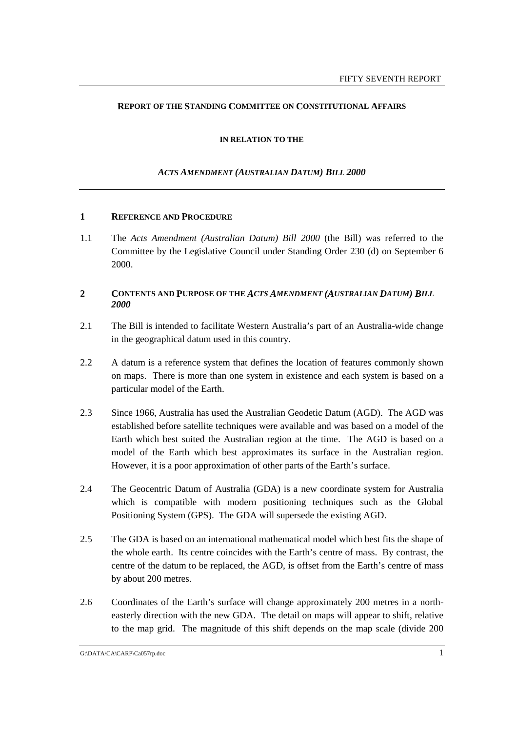**REPORT OF THE STANDING COMMITTEE ON CONSTITUTIONAL AFFAIRS**

**IN RELATION TO THE**

***ACTS AMENDMENT (AUSTRALIAN DATUM) BILL 2000***

## 1 REFERENCE AND PROCEDURE

1.1 The *Acts Amendment (Australian Datum) Bill 2000* (the Bill) was referred to the Committee by the Legislative Council under Standing Order 230 (d) on September 6 2000.

## 2 CONTENTS AND PURPOSE OF THE *ACTS AMENDMENT (AUSTRALIAN DATUM) BILL 2000*

2.1 The Bill is intended to facilitate Western Australia's part of an Australia-wide change in the geographical datum used in this country.

2.2 A datum is a reference system that defines the location of features commonly shown on maps. There is more than one system in existence and each system is based on a particular model of the Earth.

2.3 Since 1966, Australia has used the Australian Geodetic Datum (AGD). The AGD was established before satellite techniques were available and was based on a model of the Earth which best suited the Australian region at the time. The AGD is based on a model of the Earth which best approximates its surface in the Australian region. However, it is a poor approximation of other parts of the Earth's surface.

2.4 The Geocentric Datum of Australia (GDA) is a new coordinate system for Australia which is compatible with modern positioning techniques such as the Global Positioning System (GPS). The GDA will supersede the existing AGD.

2.5 The GDA is based on an international mathematical model which best fits the shape of the whole earth. Its centre coincides with the Earth's centre of mass. By contrast, the centre of the datum to be replaced, the AGD, is offset from the Earth's centre of mass by about 200 metres.

2.6 Coordinates of the Earth's surface will change approximately 200 metres in a north-easterly direction with the new GDA. The detail on maps will appear to shift, relative to the map grid. The magnitude of this shift depends on the map scale (divide 200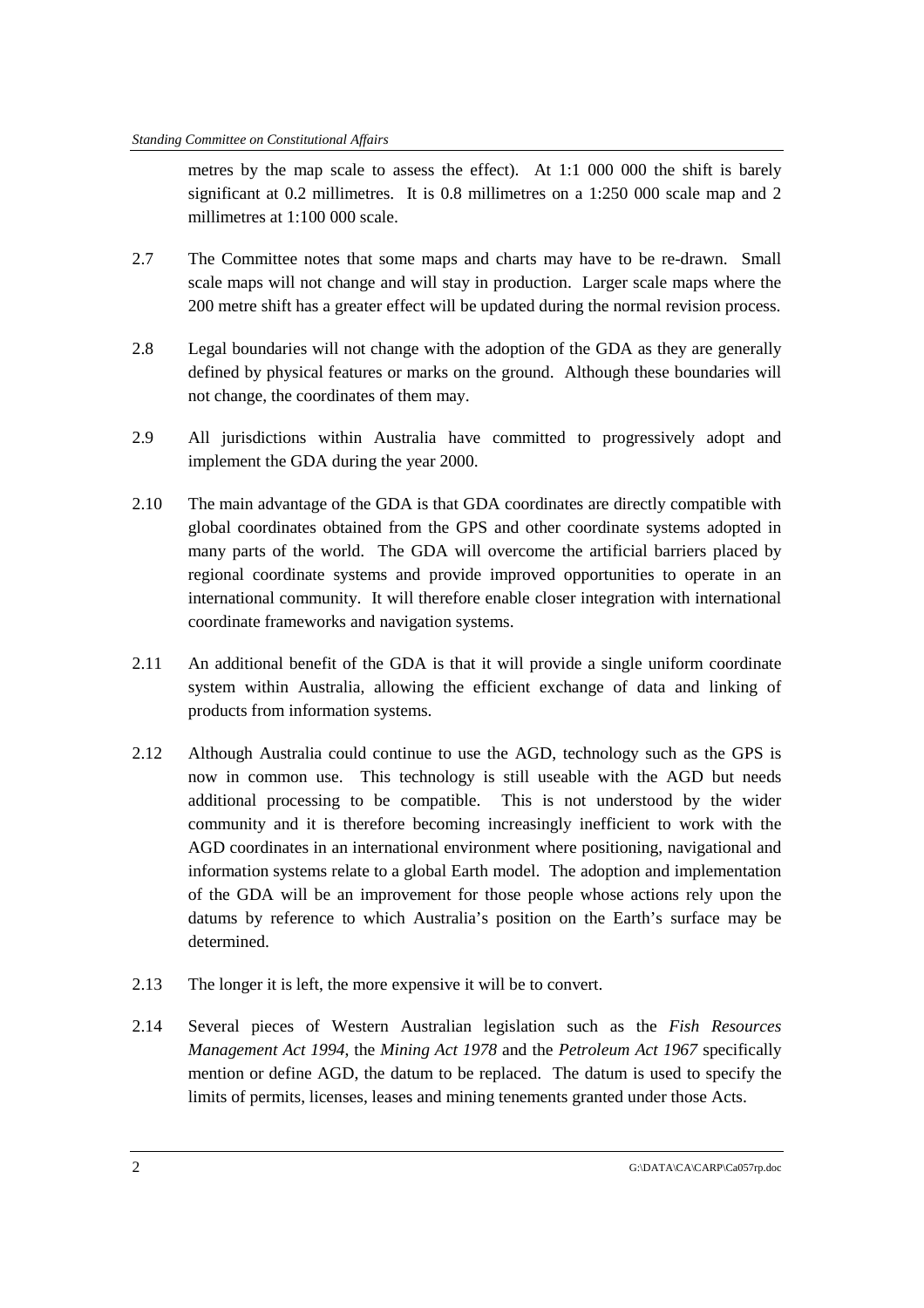metres by the map scale to assess the effect). At 1:1 000 000 the shift is barely significant at 0.2 millimetres. It is 0.8 millimetres on a 1:250 000 scale map and 2 millimetres at 1:100 000 scale.

2.7 The Committee notes that some maps and charts may have to be re-drawn. Small scale maps will not change and will stay in production. Larger scale maps where the 200 metre shift has a greater effect will be updated during the normal revision process.

2.8 Legal boundaries will not change with the adoption of the GDA as they are generally defined by physical features or marks on the ground. Although these boundaries will not change, the coordinates of them may.

2.9 All jurisdictions within Australia have committed to progressively adopt and implement the GDA during the year 2000.

2.10 The main advantage of the GDA is that GDA coordinates are directly compatible with global coordinates obtained from the GPS and other coordinate systems adopted in many parts of the world. The GDA will overcome the artificial barriers placed by regional coordinate systems and provide improved opportunities to operate in an international community. It will therefore enable closer integration with international coordinate frameworks and navigation systems.

2.11 An additional benefit of the GDA is that it will provide a single uniform coordinate system within Australia, allowing the efficient exchange of data and linking of products from information systems.

2.12 Although Australia could continue to use the AGD, technology such as the GPS is now in common use. This technology is still useable with the AGD but needs additional processing to be compatible. This is not understood by the wider community and it is therefore becoming increasingly inefficient to work with the AGD coordinates in an international environment where positioning, navigational and information systems relate to a global Earth model. The adoption and implementation of the GDA will be an improvement for those people whose actions rely upon the datums by reference to which Australia's position on the Earth's surface may be determined.

2.13 The longer it is left, the more expensive it will be to convert.

2.14 Several pieces of Western Australian legislation such as the *Fish Resources Management Act 1994,* the *Mining Act 1978* and the *Petroleum Act 1967* specifically mention or define AGD, the datum to be replaced. The datum is used to specify the limits of permits, licenses, leases and mining tenements granted under those Acts.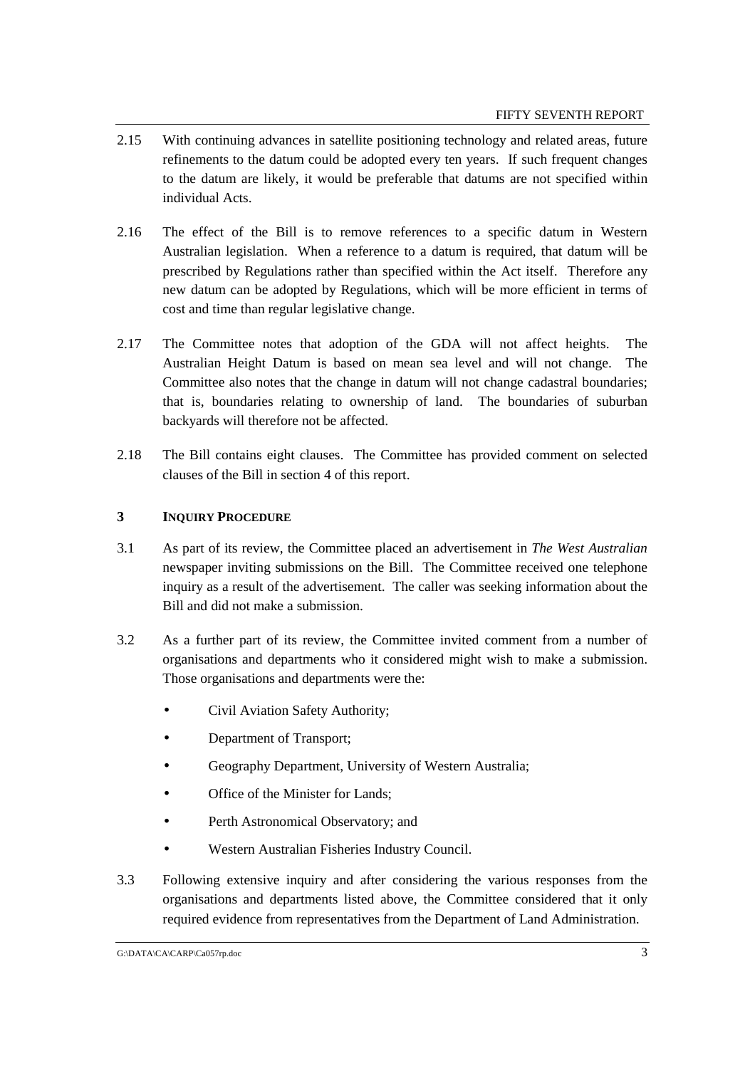2.15 With continuing advances in satellite positioning technology and related areas, future refinements to the datum could be adopted every ten years. If such frequent changes to the datum are likely, it would be preferable that datums are not specified within individual Acts.

2.16 The effect of the Bill is to remove references to a specific datum in Western Australian legislation. When a reference to a datum is required, that datum will be prescribed by Regulations rather than specified within the Act itself. Therefore any new datum can be adopted by Regulations, which will be more efficient in terms of cost and time than regular legislative change.

2.17 The Committee notes that adoption of the GDA will not affect heights. The Australian Height Datum is based on mean sea level and will not change. The Committee also notes that the change in datum will not change cadastral boundaries; that is, boundaries relating to ownership of land. The boundaries of suburban backyards will therefore not be affected.

2.18 The Bill contains eight clauses. The Committee has provided comment on selected clauses of the Bill in section 4 of this report.

## 3 INQUIRY PROCEDURE

3.1 As part of its review, the Committee placed an advertisement in *The West Australian* newspaper inviting submissions on the Bill. The Committee received one telephone inquiry as a result of the advertisement. The caller was seeking information about the Bill and did not make a submission.

3.2 As a further part of its review, the Committee invited comment from a number of organisations and departments who it considered might wish to make a submission. Those organisations and departments were the:

- Civil Aviation Safety Authority;
- Department of Transport;
- Geography Department, University of Western Australia;
- Office of the Minister for Lands;
- Perth Astronomical Observatory; and
- Western Australian Fisheries Industry Council.

3.3 Following extensive inquiry and after considering the various responses from the organisations and departments listed above, the Committee considered that it only required evidence from representatives from the Department of Land Administration.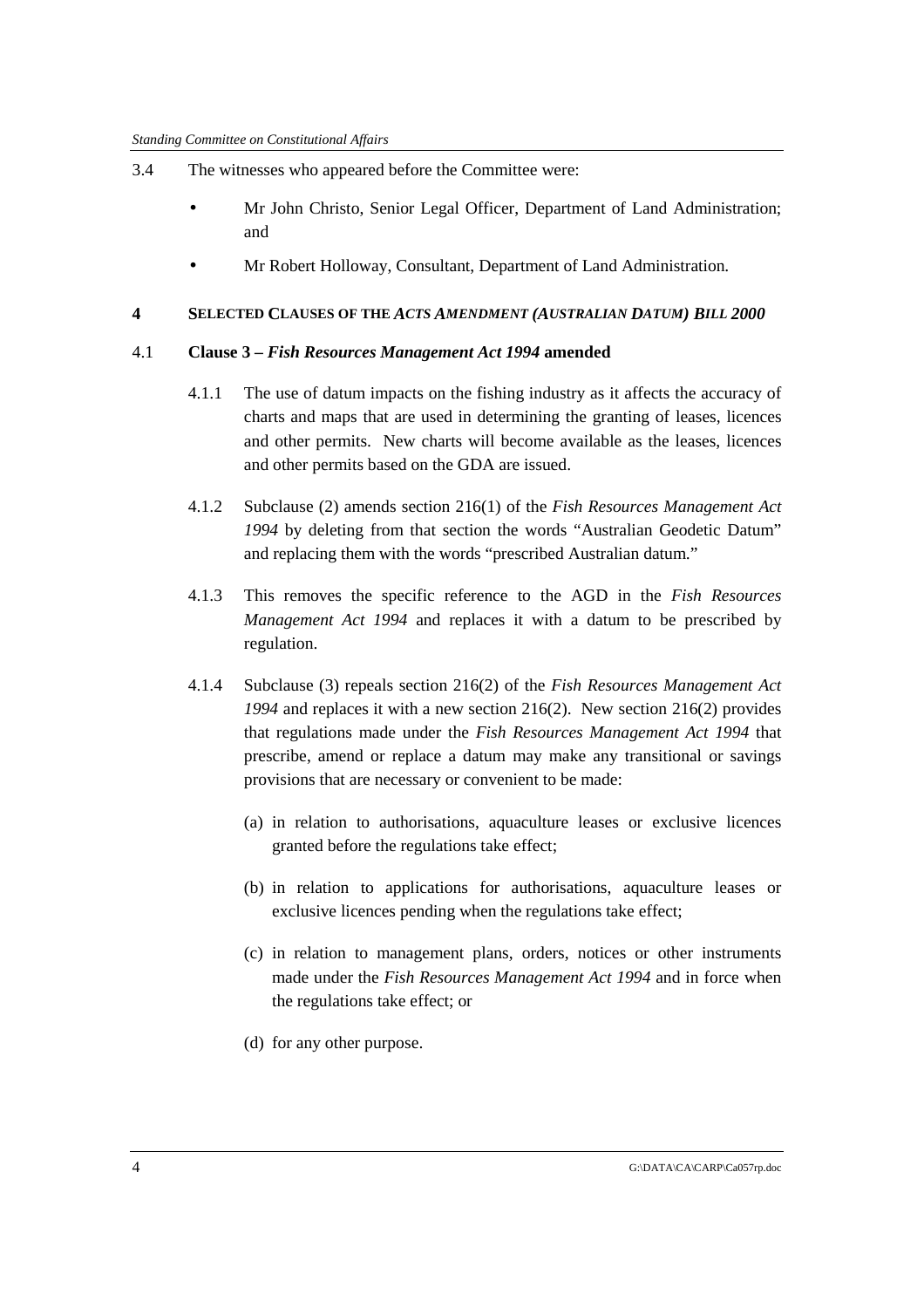3.4 The witnesses who appeared before the Committee were:

- Mr John Christo, Senior Legal Officer, Department of Land Administration; and
- Mr Robert Holloway, Consultant, Department of Land Administration.

## 4 SELECTED CLAUSES OF THE *ACTS AMENDMENT (AUSTRALIAN DATUM) BILL 2000*

### 4.1 Clause 3 – *Fish Resources Management Act 1994* amended

4.1.1 The use of datum impacts on the fishing industry as it affects the accuracy of charts and maps that are used in determining the granting of leases, licences and other permits. New charts will become available as the leases, licences and other permits based on the GDA are issued.

4.1.2 Subclause (2) amends section 216(1) of the *Fish Resources Management Act 1994* by deleting from that section the words "Australian Geodetic Datum" and replacing them with the words "prescribed Australian datum."

4.1.3 This removes the specific reference to the AGD in the *Fish Resources Management Act 1994* and replaces it with a datum to be prescribed by regulation.

4.1.4 Subclause (3) repeals section 216(2) of the *Fish Resources Management Act 1994* and replaces it with a new section 216(2). New section 216(2) provides that regulations made under the *Fish Resources Management Act 1994* that prescribe, amend or replace a datum may make any transitional or savings provisions that are necessary or convenient to be made:

(a) in relation to authorisations, aquaculture leases or exclusive licences granted before the regulations take effect;

(b) in relation to applications for authorisations, aquaculture leases or exclusive licences pending when the regulations take effect;

(c) in relation to management plans, orders, notices or other instruments made under the *Fish Resources Management Act 1994* and in force when the regulations take effect; or

(d) for any other purpose.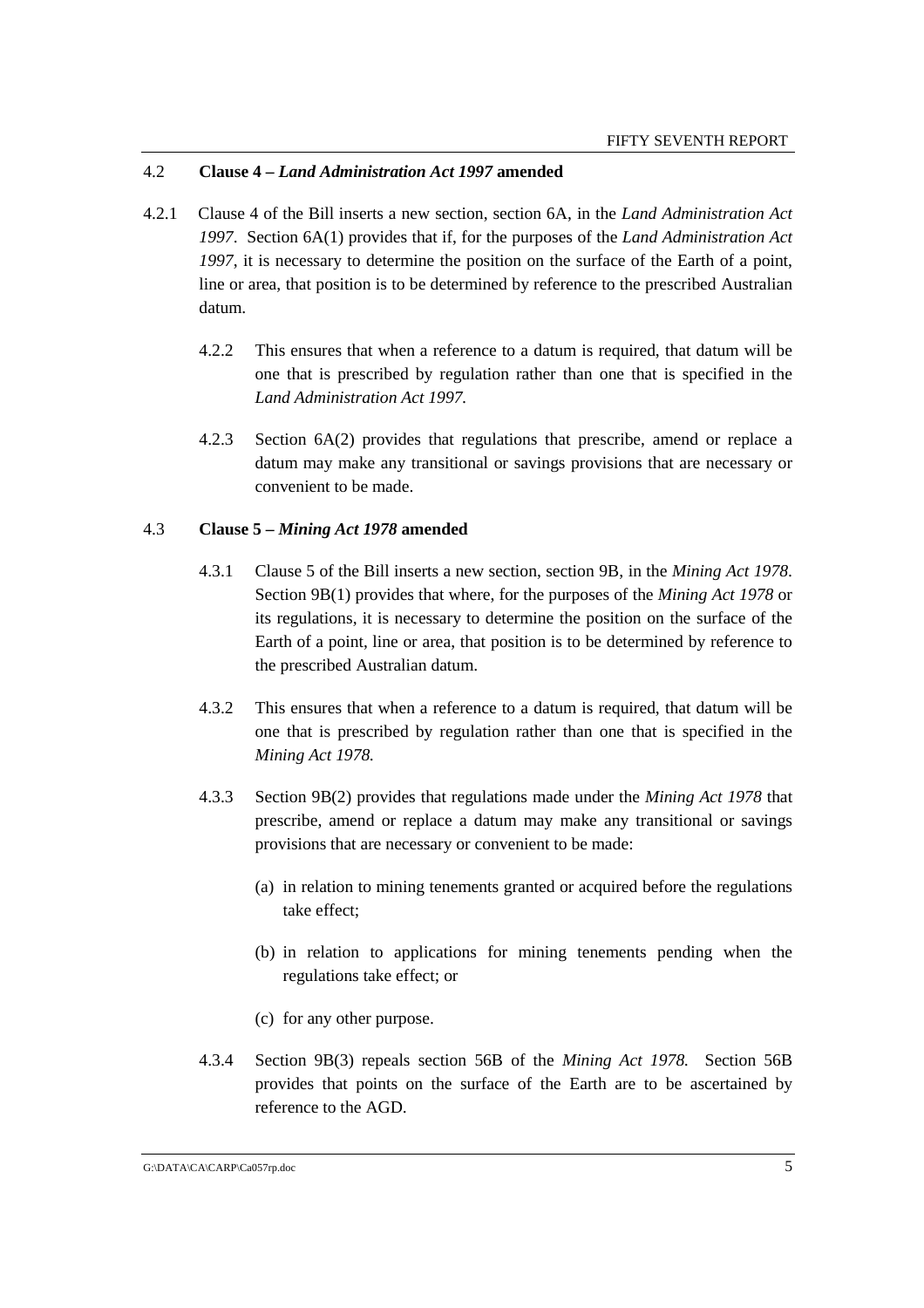## 4.2 Clause 4 – *Land Administration Act 1997* amended

4.2.1 Clause 4 of the Bill inserts a new section, section 6A, in the *Land Administration Act 1997*. Section 6A(1) provides that if, for the purposes of the *Land Administration Act 1997*, it is necessary to determine the position on the surface of the Earth of a point, line or area, that position is to be determined by reference to the prescribed Australian datum.

4.2.2 This ensures that when a reference to a datum is required, that datum will be one that is prescribed by regulation rather than one that is specified in the *Land Administration Act 1997.*

4.2.3 Section 6A(2) provides that regulations that prescribe, amend or replace a datum may make any transitional or savings provisions that are necessary or convenient to be made.

## 4.3 Clause 5 – *Mining Act 1978* amended

4.3.1 Clause 5 of the Bill inserts a new section, section 9B, in the *Mining Act 1978*. Section 9B(1) provides that where, for the purposes of the *Mining Act 1978* or its regulations, it is necessary to determine the position on the surface of the Earth of a point, line or area, that position is to be determined by reference to the prescribed Australian datum.

4.3.2 This ensures that when a reference to a datum is required, that datum will be one that is prescribed by regulation rather than one that is specified in the *Mining Act 1978.*

4.3.3 Section 9B(2) provides that regulations made under the *Mining Act 1978* that prescribe, amend or replace a datum may make any transitional or savings provisions that are necessary or convenient to be made:

(a) in relation to mining tenements granted or acquired before the regulations take effect;

(b) in relation to applications for mining tenements pending when the regulations take effect; or

(c) for any other purpose.

4.3.4 Section 9B(3) repeals section 56B of the *Mining Act 1978.* Section 56B provides that points on the surface of the Earth are to be ascertained by reference to the AGD.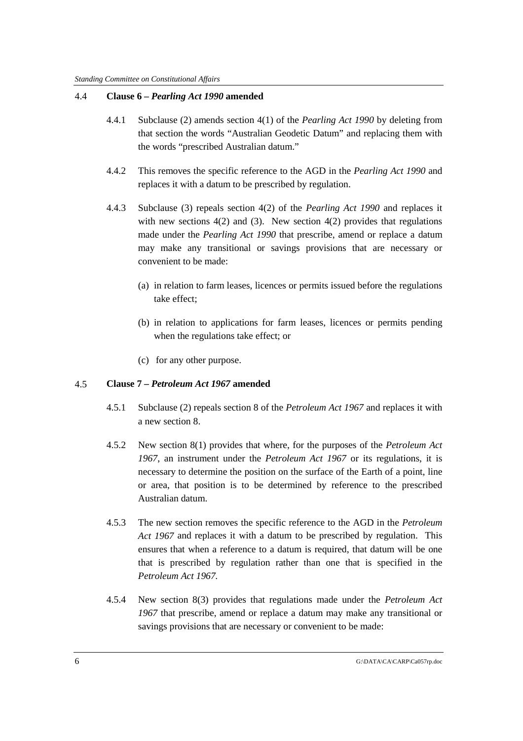## 4.4 **Clause 6 – *Pearling Act 1990* amended**

4.4.1 Subclause (2) amends section 4(1) of the *Pearling Act 1990* by deleting from that section the words "Australian Geodetic Datum" and replacing them with the words "prescribed Australian datum."

4.4.2 This removes the specific reference to the AGD in the *Pearling Act 1990* and replaces it with a datum to be prescribed by regulation.

4.4.3 Subclause (3) repeals section 4(2) of the *Pearling Act 1990* and replaces it with new sections 4(2) and (3). New section 4(2) provides that regulations made under the *Pearling Act 1990* that prescribe, amend or replace a datum may make any transitional or savings provisions that are necessary or convenient to be made:

(a) in relation to farm leases, licences or permits issued before the regulations take effect;

(b) in relation to applications for farm leases, licences or permits pending when the regulations take effect; or

(c) for any other purpose.

## 4.5 **Clause 7 – *Petroleum Act 1967* amended**

4.5.1 Subclause (2) repeals section 8 of the *Petroleum Act 1967* and replaces it with a new section 8.

4.5.2 New section 8(1) provides that where, for the purposes of the *Petroleum Act 1967*, an instrument under the *Petroleum Act 1967* or its regulations, it is necessary to determine the position on the surface of the Earth of a point, line or area, that position is to be determined by reference to the prescribed Australian datum.

4.5.3 The new section removes the specific reference to the AGD in the *Petroleum Act 1967* and replaces it with a datum to be prescribed by regulation. This ensures that when a reference to a datum is required, that datum will be one that is prescribed by regulation rather than one that is specified in the *Petroleum Act 1967.*

4.5.4 New section 8(3) provides that regulations made under the *Petroleum Act 1967* that prescribe, amend or replace a datum may make any transitional or savings provisions that are necessary or convenient to be made: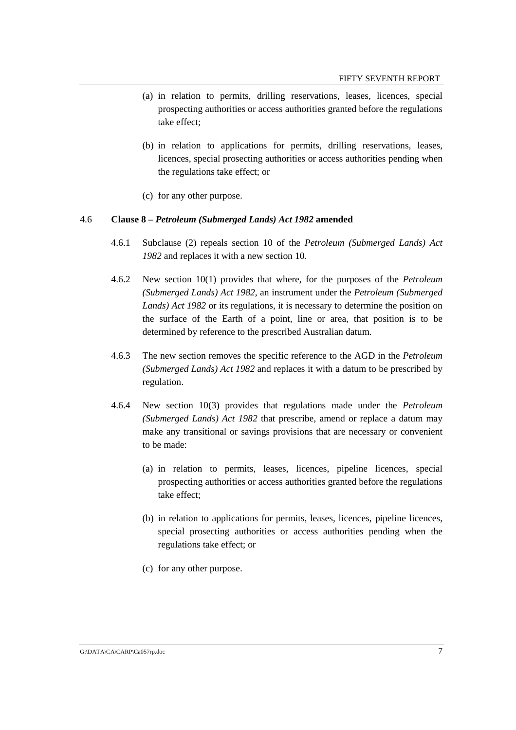(a) in relation to permits, drilling reservations, leases, licences, special prospecting authorities or access authorities granted before the regulations take effect;

(b) in relation to applications for permits, drilling reservations, leases, licences, special prosecting authorities or access authorities pending when the regulations take effect; or

(c) for any other purpose.

4.6 **Clause 8 – *Petroleum (Submerged Lands) Act 1982* amended**

4.6.1 Subclause (2) repeals section 10 of the *Petroleum (Submerged Lands) Act 1982* and replaces it with a new section 10.

4.6.2 New section 10(1) provides that where, for the purposes of the *Petroleum (Submerged Lands) Act 1982*, an instrument under the *Petroleum (Submerged Lands) Act 1982* or its regulations, it is necessary to determine the position on the surface of the Earth of a point, line or area, that position is to be determined by reference to the prescribed Australian datum.

4.6.3 The new section removes the specific reference to the AGD in the *Petroleum (Submerged Lands) Act 1982* and replaces it with a datum to be prescribed by regulation.

4.6.4 New section 10(3) provides that regulations made under the *Petroleum (Submerged Lands) Act 1982* that prescribe, amend or replace a datum may make any transitional or savings provisions that are necessary or convenient to be made:

(a) in relation to permits, leases, licences, pipeline licences, special prospecting authorities or access authorities granted before the regulations take effect;

(b) in relation to applications for permits, leases, licences, pipeline licences, special prosecting authorities or access authorities pending when the regulations take effect; or

(c) for any other purpose.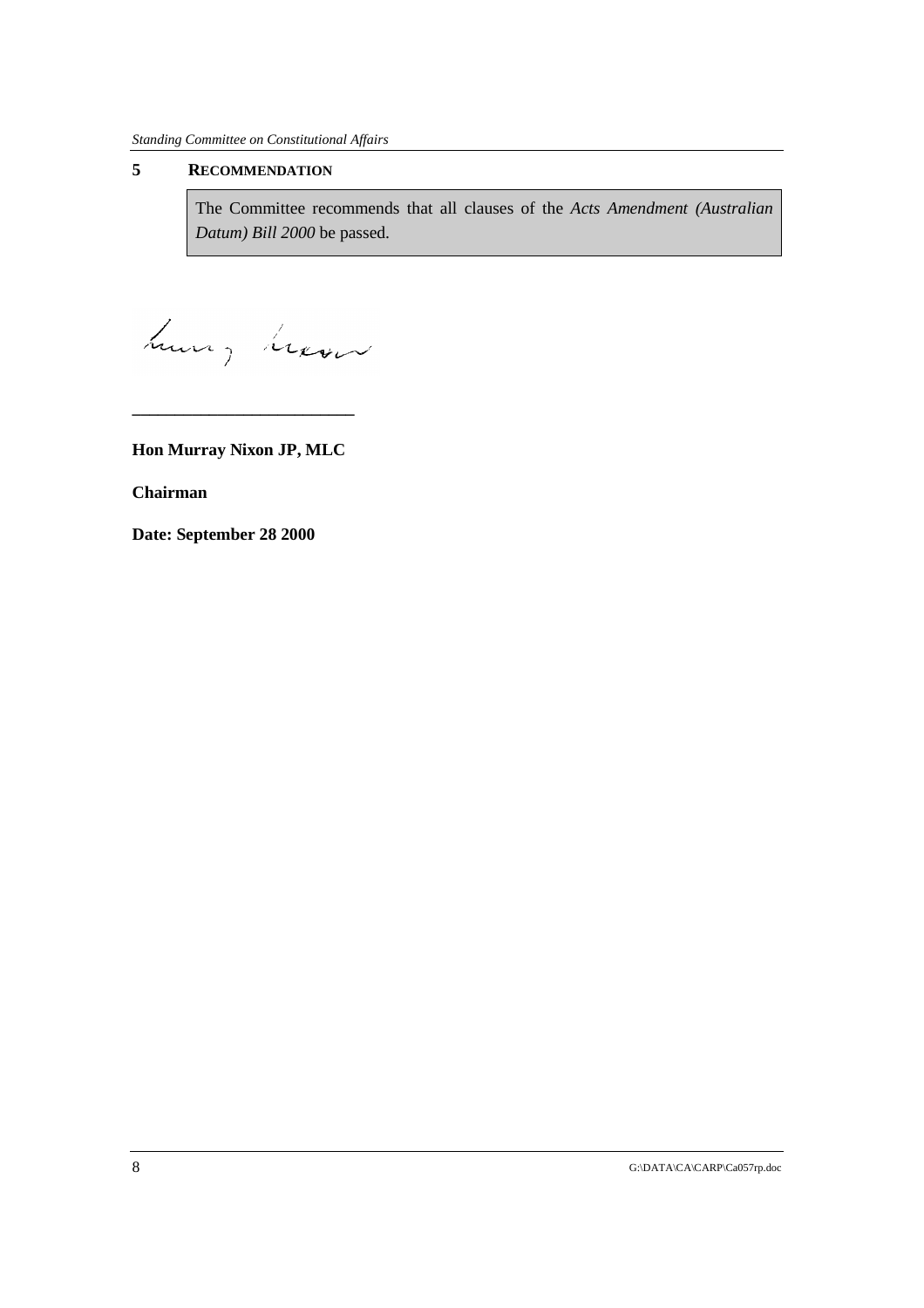## 5 RECOMMENDATION

> The Committee recommends that all clauses of the *Acts Amendment (Australian Datum) Bill 2000* be passed.

\_\_\_\_\_\_\_\_\_\_\_\_\_\_\_\_\_\_\_\_\_\_\_\_\_

**Hon Murray Nixon JP, MLC**

**Chairman**

**Date: September 28 2000**